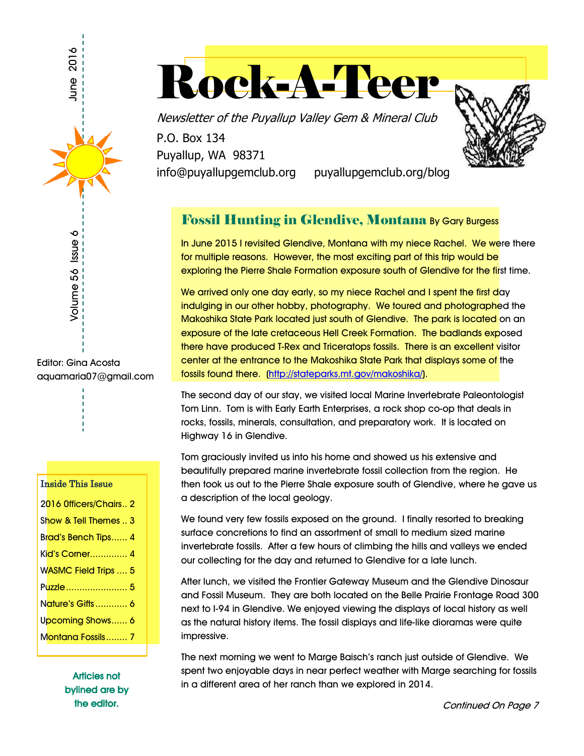# Rock-A-Teer

*Newsletter of the Puyallup Valley Gem & Mineral Club*

P.O. Box 134
Puyallup, WA 98371
info@puyallupgemclub.org puyallupgemclub.org/blog

June 2016

Volume 56 Issue 6

Editor: Gina Acosta
aquamaria07@gmail.com

**Inside This Issue**

- 2016 Officers/Chairs.. 2
- Show & Tell Themes .. 3
- Brad's Bench Tips...... 4
- Kid's Corner.............. 4
- WASMC Field Trips .... 5
- Puzzle....................... 5
- Nature's Gifts............ 6
- Upcoming Shows...... 6
- Montana Fossils........ 7

**Articles not bylined are by the editor.**

## Fossil Hunting in Glendive, Montana By Gary Burgess

In June 2015 I revisited Glendive, Montana with my niece Rachel. We were there for multiple reasons. However, the most exciting part of this trip would be exploring the Pierre Shale Formation exposure south of Glendive for the first time.

We arrived only one day early, so my niece Rachel and I spent the first day indulging in our other hobby, photography. We toured and photographed the Makoshika State Park located just south of Glendive. The park is located on an exposure of the late cretaceous Hell Creek Formation. The badlands exposed there have produced T-Rex and Triceratops fossils. There is an excellent visitor center at the entrance to the Makoshika State Park that displays some of the fossils found there. (http://stateparks.mt.gov/makoshika/).

The second day of our stay, we visited local Marine Invertebrate Paleontologist Tom Linn. Tom is with Early Earth Enterprises, a rock shop co-op that deals in rocks, fossils, minerals, consultation, and preparatory work. It is located on Highway 16 in Glendive.

Tom graciously invited us into his home and showed us his extensive and beautifully prepared marine invertebrate fossil collection from the region. He then took us out to the Pierre Shale exposure south of Glendive, where he gave us a description of the local geology.

We found very few fossils exposed on the ground. I finally resorted to breaking surface concretions to find an assortment of small to medium sized marine invertebrate fossils. After a few hours of climbing the hills and valleys we ended our collecting for the day and returned to Glendive for a late lunch.

After lunch, we visited the Frontier Gateway Museum and the Glendive Dinosaur and Fossil Museum. They are both located on the Belle Prairie Frontage Road 300 next to I-94 in Glendive. We enjoyed viewing the displays of local history as well as the natural history items. The fossil displays and life-like dioramas were quite impressive.

The next morning we went to Marge Baisch's ranch just outside of Glendive. We spent two enjoyable days in near perfect weather with Marge searching for fossils in a different area of her ranch than we explored in 2014.

*Continued On Page 7*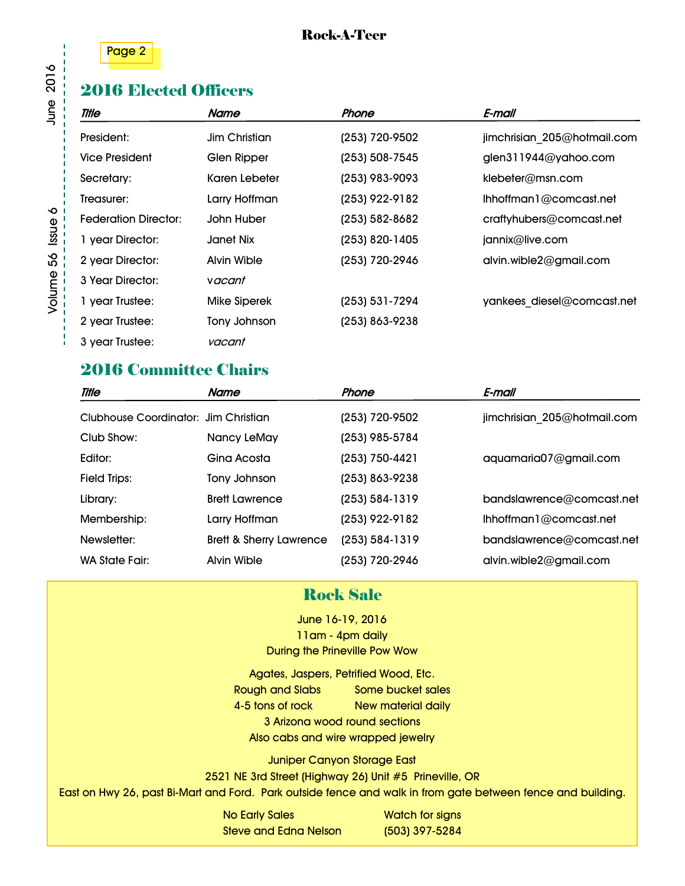## 2016 Elected Officers

| *Title* | *Name* | *Phone* | *E-mail* |
|---|---|---|---|
| President: | Jim Christian | (253) 720-9502 | jimchrisian_205@hotmail.com |
| Vice President | Glen Ripper | (253) 508-7545 | glen311944@yahoo.com |
| Secretary: | Karen Lebeter | (253) 983-9093 | klebeter@msn.com |
| Treasurer: | Larry Hoffman | (253) 922-9182 | lhhoffman1@comcast.net |
| Federation Director: | John Huber | (253) 582-8682 | craftyhubers@comcast.net |
| 1 year Director: | Janet Nix | (253) 820-1405 | jannix@live.com |
| 2 year Director: | Alvin Wible | (253) 720-2946 | alvin.wible2@gmail.com |
| 3 Year Director: | *vacant* | | |
| 1 year Trustee: | Mike Siperek | (253) 531-7294 | yankees_diesel@comcast.net |
| 2 year Trustee: | Tony Johnson | (253) 863-9238 | |
| 3 year Trustee: | *vacant* | | |

## 2016 Committee Chairs

| *Title* | *Name* | *Phone* | *E-mail* |
|---|---|---|---|
| Clubhouse Coordinator: | Jim Christian | (253) 720-9502 | jimchrisian_205@hotmail.com |
| Club Show: | Nancy LeMay | (253) 985-5784 | |
| Editor: | Gina Acosta | (253) 750-4421 | aquamaria07@gmail.com |
| Field Trips: | Tony Johnson | (253) 863-9238 | |
| Library: | Brett Lawrence | (253) 584-1319 | bandslawrence@comcast.net |
| Membership: | Larry Hoffman | (253) 922-9182 | lhhoffman1@comcast.net |
| Newsletter: | Brett & Sherry Lawrence | (253) 584-1319 | bandslawrence@comcast.net |
| WA State Fair: | Alvin Wible | (253) 720-2946 | alvin.wible2@gmail.com |

## Rock Sale

June 16-19, 2016
11am - 4pm daily
During the Prineville Pow Wow

Agates, Jaspers, Petrified Wood, Etc.
Rough and Slabs    Some bucket sales
4-5 tons of rock    New material daily
3 Arizona wood round sections
Also cabs and wire wrapped jewelry

Juniper Canyon Storage East
2521 NE 3rd Street (Highway 26) Unit #5  Prineville, OR
East on Hwy 26, past Bi-Mart and Ford. Park outside fence and walk in from gate between fence and building.

No Early Sales    Watch for signs
Steve and Edna Nelson    (503) 397-5284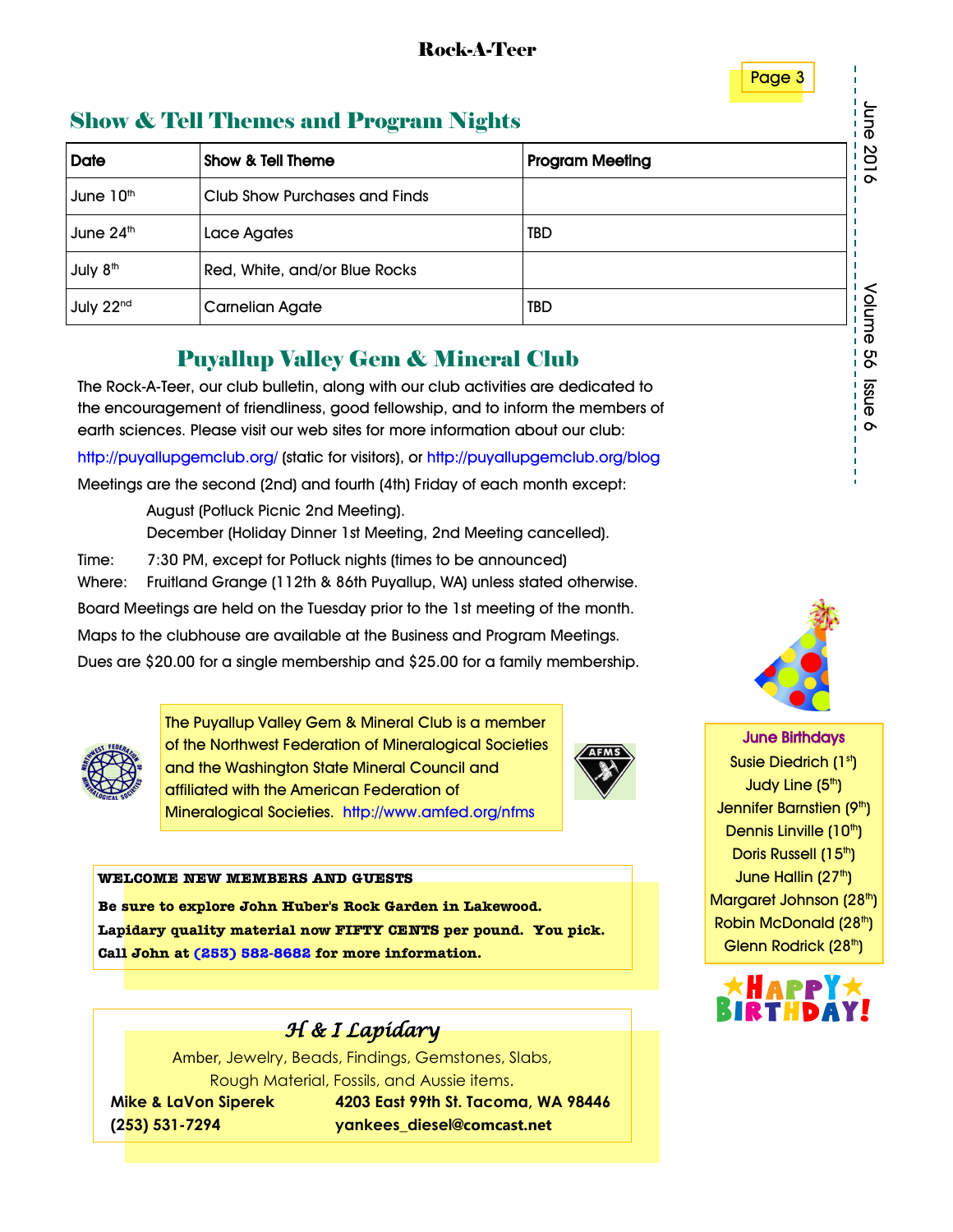## Show & Tell Themes and Program Nights

| Date | Show & Tell Theme | Program Meeting |
|---|---|---|
| June 10th | Club Show Purchases and Finds | |
| June 24th | Lace Agates | TBD |
| July 8th | Red, White, and/or Blue Rocks | |
| July 22nd | Carnelian Agate | TBD |

## Puyallup Valley Gem & Mineral Club

The Rock-A-Teer, our club bulletin, along with our club activities are dedicated to the encouragement of friendliness, good fellowship, and to inform the members of earth sciences. Please visit our web sites for more information about our club:

http://puyallupgemclub.org/ (static for visitors), or http://puyallupgemclub.org/blog

Meetings are the second (2nd) and fourth (4th) Friday of each month except:

August (Potluck Picnic 2nd Meeting).
December (Holiday Dinner 1st Meeting, 2nd Meeting cancelled).

Time: 7:30 PM, except for Potluck nights (times to be announced)
Where: Fruitland Grange (112th & 86th Puyallup, WA) unless stated otherwise.

Board Meetings are held on the Tuesday prior to the 1st meeting of the month.

Maps to the clubhouse are available at the Business and Program Meetings.

Dues are $20.00 for a single membership and $25.00 for a family membership.

The Puyallup Valley Gem & Mineral Club is a member of the Northwest Federation of Mineralogical Societies and the Washington State Mineral Council and affiliated with the American Federation of Mineralogical Societies. http://www.amfed.org/nfms

**WELCOME NEW MEMBERS AND GUESTS**

**Be sure to explore John Huber's Rock Garden in Lakewood.**
**Lapidary quality material now FIFTY CENTS per pound. You pick.**
**Call John at (253) 582-8682 for more information.**

### *H & I Lapidary*

Amber, Jewelry, Beads, Findings, Gemstones, Slabs,
Rough Material, Fossils, and Aussie items.

**Mike & LaVon Siperek** — **4203 East 99th St. Tacoma, WA 98446**
**(253) 531-7294** — **yankees_diesel@comcast.net**

**June Birthdays**

Susie Diedrich (1st)
Judy Line (5th)
Jennifer Barnstien (9th)
Dennis Linville (10th)
Doris Russell (15th)
June Hallin (27th)
Margaret Johnson (28th)
Robin McDonald (28th)
Glenn Rodrick (28th)

HAPPY BIRTHDAY!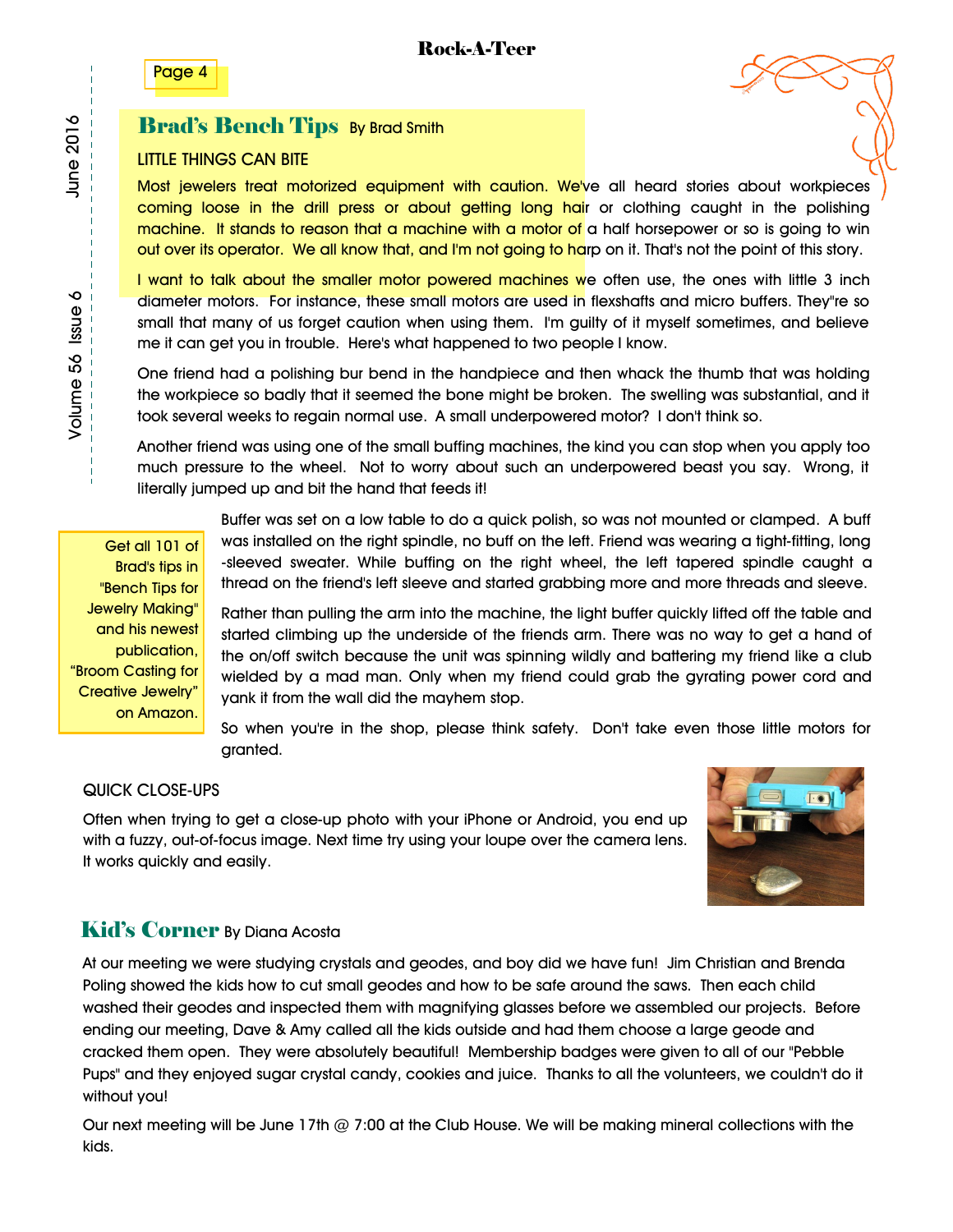## Brad's Bench Tips By Brad Smith

### LITTLE THINGS CAN BITE

Most jewelers treat motorized equipment with caution. We've all heard stories about workpieces coming loose in the drill press or about getting long hair or clothing caught in the polishing machine. It stands to reason that a machine with a motor of a half horsepower or so is going to win out over its operator. We all know that, and I'm not going to harp on it. That's not the point of this story.

I want to talk about the smaller motor powered machines we often use, the ones with little 3 inch diameter motors. For instance, these small motors are used in flexshafts and micro buffers. They"re so small that many of us forget caution when using them. I'm guilty of it myself sometimes, and believe me it can get you in trouble. Here's what happened to two people I know.

One friend had a polishing bur bend in the handpiece and then whack the thumb that was holding the workpiece so badly that it seemed the bone might be broken. The swelling was substantial, and it took several weeks to regain normal use. A small underpowered motor? I don't think so.

Another friend was using one of the small buffing machines, the kind you can stop when you apply too much pressure to the wheel. Not to worry about such an underpowered beast you say. Wrong, it literally jumped up and bit the hand that feeds it!

Buffer was set on a low table to do a quick polish, so was not mounted or clamped. A buff was installed on the right spindle, no buff on the left. Friend was wearing a tight-fitting, long -sleeved sweater. While buffing on the right wheel, the left tapered spindle caught a thread on the friend's left sleeve and started grabbing more and more threads and sleeve.

Rather than pulling the arm into the machine, the light buffer quickly lifted off the table and started climbing up the underside of the friends arm. There was no way to get a hand of the on/off switch because the unit was spinning wildly and battering my friend like a club wielded by a mad man. Only when my friend could grab the gyrating power cord and yank it from the wall did the mayhem stop.

So when you're in the shop, please think safety. Don't take even those little motors for granted.

> Get all 101 of Brad's tips in "Bench Tips for Jewelry Making" and his newest publication, "Broom Casting for Creative Jewelry" on Amazon.

### QUICK CLOSE-UPS

Often when trying to get a close-up photo with your iPhone or Android, you end up with a fuzzy, out-of-focus image. Next time try using your loupe over the camera lens. It works quickly and easily.

## Kid's Corner By Diana Acosta

At our meeting we were studying crystals and geodes, and boy did we have fun! Jim Christian and Brenda Poling showed the kids how to cut small geodes and how to be safe around the saws. Then each child washed their geodes and inspected them with magnifying glasses before we assembled our projects. Before ending our meeting, Dave & Amy called all the kids outside and had them choose a large geode and cracked them open. They were absolutely beautiful! Membership badges were given to all of our "Pebble Pups" and they enjoyed sugar crystal candy, cookies and juice. Thanks to all the volunteers, we couldn't do it without you!

Our next meeting will be June 17th @ 7:00 at the Club House. We will be making mineral collections with the kids.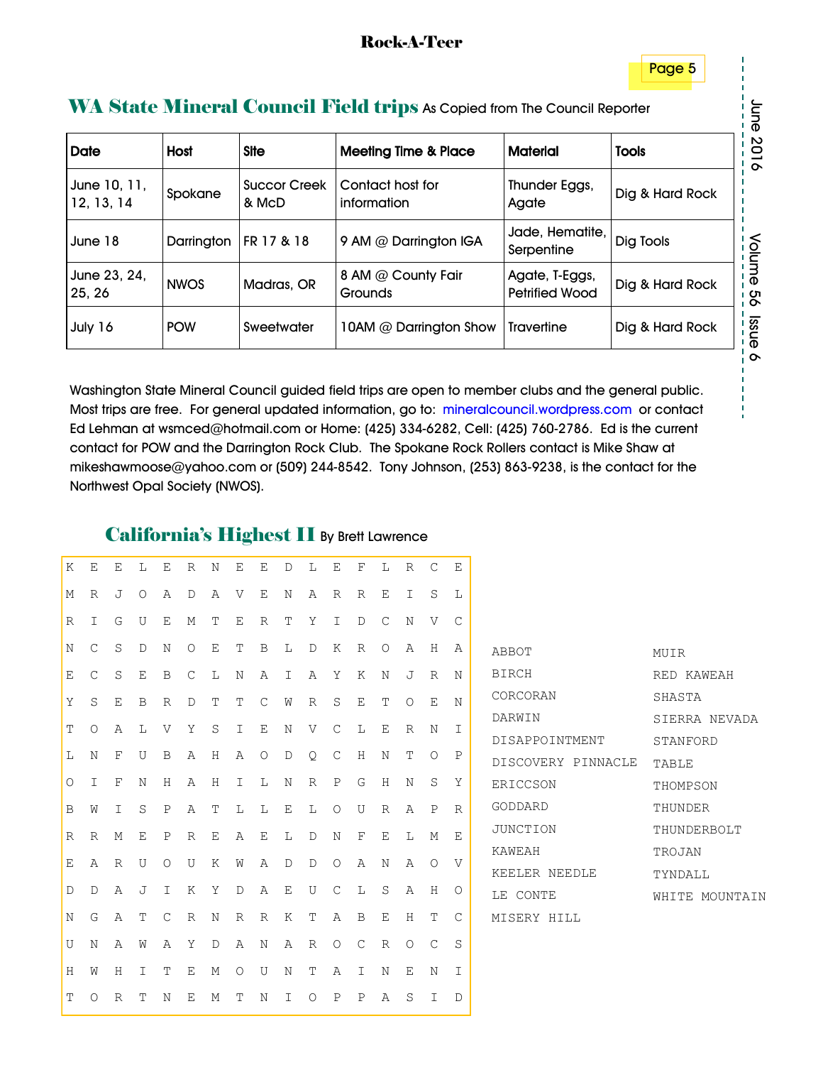## WA State Mineral Council Field trips

As Copied from The Council Reporter

| Date | Host | Site | Meeting Time & Place | Material | Tools |
|---|---|---|---|---|---|
| June 10, 11, 12, 13, 14 | Spokane | Succor Creek & McD | Contact host for information | Thunder Eggs, Agate | Dig & Hard Rock |
| June 18 | Darrington | FR 17 & 18 | 9 AM @ Darrington IGA | Jade, Hematite, Serpentine | Dig Tools |
| June 23, 24, 25, 26 | NWOS | Madras, OR | 8 AM @ County Fair Grounds | Agate, T-Eggs, Petrified Wood | Dig & Hard Rock |
| July 16 | POW | Sweetwater | 10AM @ Darrington Show | Travertine | Dig & Hard Rock |

Washington State Mineral Council guided field trips are open to member clubs and the general public. Most trips are free. For general updated information, go to: mineralcouncil.wordpress.com or contact Ed Lehman at wsmced@hotmail.com or Home: (425) 334-6282, Cell: (425) 760-2786. Ed is the current contact for POW and the Darrington Rock Club. The Spokane Rock Rollers contact is Mike Shaw at mikeshawmoose@yahoo.com or (509) 244-8542. Tony Johnson, (253) 863-9238, is the contact for the Northwest Opal Society (NWOS).

## California's Highest II

By Brett Lawrence

```
K E E L E R N E E D L E F L R C E
M R J O A D A V E N A R R E I S L
R I G U E M T E R T Y I D C N V C
N C S D N O E T B L D K R O A H A
E C S E B C L N A I A Y K N J R N
Y S E B R D T T C W R S E T O E N
T O A L V Y S I E N V C L E R N I
L N F U B A H A O D Q C H N T O P
O I F N H A H I L N R P G H N S Y
B W I S P A T L L E L O U R A P R
R R M E P R E A E L D N F E L M E
E A R U O U K W A D D O A N A O V
D D A J I K Y D A E U C L S A H O
N G A T C R N R R K T A B E H T C
U N A W A Y D A N A R O C R O C S
H W H I T E M O U N T A I N E N I
T O R T N E M T N I O P P A S I D
```

- ABBOT
- BIRCH
- CORCORAN
- DARWIN
- DISAPPOINTMENT
- DISCOVERY PINNACLE
- ERICCSON
- GODDARD
- JUNCTION
- KAWEAH
- KEELER NEEDLE
- LE CONTE
- MISERY HILL
- MUIR
- RED KAWEAH
- SHASTA
- SIERRA NEVADA
- STANFORD
- TABLE
- THOMPSON
- THUNDER
- THUNDERBOLT
- TROJAN
- TYNDALL
- WHITE MOUNTAIN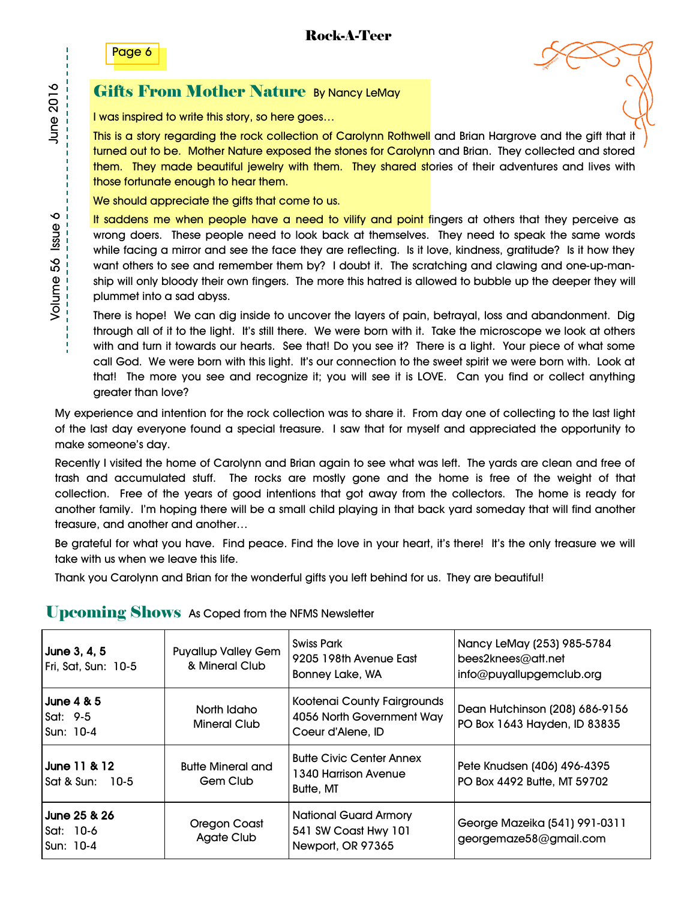## Gifts From Mother Nature

By Nancy LeMay

I was inspired to write this story, so here goes…

This is a story regarding the rock collection of Carolynn Rothwell and Brian Hargrove and the gift that it turned out to be. Mother Nature exposed the stones for Carolynn and Brian. They collected and stored them. They made beautiful jewelry with them. They shared stories of their adventures and lives with those fortunate enough to hear them.

We should appreciate the gifts that come to us.

It saddens me when people have a need to vilify and point fingers at others that they perceive as wrong doers. These people need to look back at themselves. They need to speak the same words while facing a mirror and see the face they are reflecting. Is it love, kindness, gratitude? Is it how they want others to see and remember them by? I doubt it. The scratching and clawing and one-up-man-ship will only bloody their own fingers. The more this hatred is allowed to bubble up the deeper they will plummet into a sad abyss.

There is hope! We can dig inside to uncover the layers of pain, betrayal, loss and abandonment. Dig through all of it to the light. It's still there. We were born with it. Take the microscope we look at others with and turn it towards our hearts. See that! Do you see it? There is a light. Your piece of what some call God. We were born with this light. It's our connection to the sweet spirit we were born with. Look at that! The more you see and recognize it; you will see it is LOVE. Can you find or collect anything greater than love?

My experience and intention for the rock collection was to share it. From day one of collecting to the last light of the last day everyone found a special treasure. I saw that for myself and appreciated the opportunity to make someone's day.

Recently I visited the home of Carolynn and Brian again to see what was left. The yards are clean and free of trash and accumulated stuff. The rocks are mostly gone and the home is free of the weight of that collection. Free of the years of good intentions that got away from the collectors. The home is ready for another family. I'm hoping there will be a small child playing in that back yard someday that will find another treasure, and another and another…

Be grateful for what you have. Find peace. Find the love in your heart, it's there! It's the only treasure we will take with us when we leave this life.

Thank you Carolynn and Brian for the wonderful gifts you left behind for us. They are beautiful!

## Upcoming Shows

As Coped from the NFMS Newsletter

| Dates | Club | Location | Contact |
|---|---|---|---|
| **June 3, 4, 5** Fri, Sat, Sun: 10-5 | Puyallup Valley Gem & Mineral Club | Swiss Park, 9205 198th Avenue East, Bonney Lake, WA | Nancy LeMay (253) 985-5784, bees2knees@att.net, info@puyallupgemclub.org |
| **June 4 & 5** Sat: 9-5, Sun: 10-4 | North Idaho Mineral Club | Kootenai County Fairgrounds, 4056 North Government Way, Coeur d'Alene, ID | Dean Hutchinson (208) 686-9156, PO Box 1643 Hayden, ID 83835 |
| **June 11 & 12** Sat & Sun: 10-5 | Butte Mineral and Gem Club | Butte Civic Center Annex, 1340 Harrison Avenue, Butte, MT | Pete Knudsen (406) 496-4395, PO Box 4492 Butte, MT 59702 |
| **June 25 & 26** Sat: 10-6, Sun: 10-4 | Oregon Coast Agate Club | National Guard Armory, 541 SW Coast Hwy 101, Newport, OR 97365 | George Mazeika (541) 991-0311, georgemaze58@gmail.com |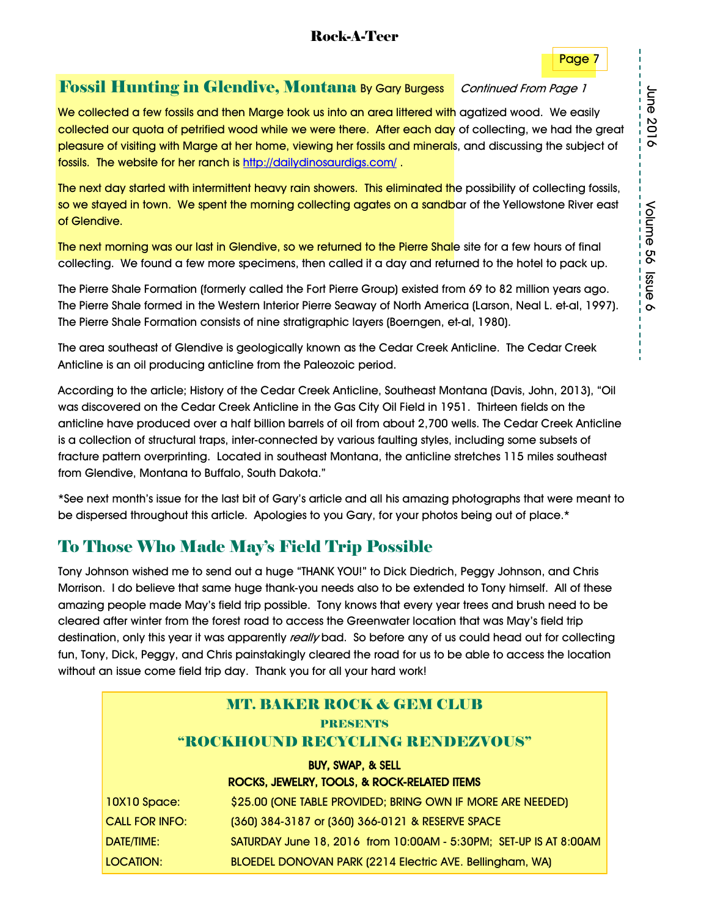## Fossil Hunting in Glendive, Montana By Gary Burgess *Continued From Page 1*

We collected a few fossils and then Marge took us into an area littered with agatized wood. We easily collected our quota of petrified wood while we were there. After each day of collecting, we had the great pleasure of visiting with Marge at her home, viewing her fossils and minerals, and discussing the subject of fossils. The website for her ranch is http://dailydinosaurdigs.com/ .

The next day started with intermittent heavy rain showers. This eliminated the possibility of collecting fossils, so we stayed in town. We spent the morning collecting agates on a sandbar of the Yellowstone River east of Glendive.

The next morning was our last in Glendive, so we returned to the Pierre Shale site for a few hours of final collecting. We found a few more specimens, then called it a day and returned to the hotel to pack up.

The Pierre Shale Formation (formerly called the Fort Pierre Group) existed from 69 to 82 million years ago. The Pierre Shale formed in the Western Interior Pierre Seaway of North America (Larson, Neal L. et-al, 1997). The Pierre Shale Formation consists of nine stratigraphic layers (Boerngen, et-al, 1980).

The area southeast of Glendive is geologically known as the Cedar Creek Anticline. The Cedar Creek Anticline is an oil producing anticline from the Paleozoic period.

According to the article; History of the Cedar Creek Anticline, Southeast Montana (Davis, John, 2013), "Oil was discovered on the Cedar Creek Anticline in the Gas City Oil Field in 1951. Thirteen fields on the anticline have produced over a half billion barrels of oil from about 2,700 wells. The Cedar Creek Anticline is a collection of structural traps, inter-connected by various faulting styles, including some subsets of fracture pattern overprinting. Located in southeast Montana, the anticline stretches 115 miles southeast from Glendive, Montana to Buffalo, South Dakota."

*See next month's issue for the last bit of Gary's article and all his amazing photographs that were meant to be dispersed throughout this article. Apologies to you Gary, for your photos being out of place.*

## To Those Who Made May's Field Trip Possible

Tony Johnson wished me to send out a huge "THANK YOU!" to Dick Diedrich, Peggy Johnson, and Chris Morrison. I do believe that same huge thank-you needs also to be extended to Tony himself. All of these amazing people made May's field trip possible. Tony knows that every year trees and brush need to be cleared after winter from the forest road to access the Greenwater location that was May's field trip destination, only this year it was apparently *really* bad. So before any of us could head out for collecting fun, Tony, Dick, Peggy, and Chris painstakingly cleared the road for us to be able to access the location without an issue come field trip day. Thank you for all your hard work!

### MT. BAKER ROCK & GEM CLUB
#### PRESENTS
### "ROCKHOUND RECYCLING RENDEZVOUS"

**BUY, SWAP, & SELL**

**ROCKS, JEWELRY, TOOLS, & ROCK-RELATED ITEMS**

| | |
|---|---|
| 10X10 Space: | $25.00 (ONE TABLE PROVIDED; BRING OWN IF MORE ARE NEEDED) |
| CALL FOR INFO: | (360) 384-3187 or (360) 366-0121 & RESERVE SPACE |
| DATE/TIME: | SATURDAY June 18, 2016 from 10:00AM - 5:30PM; SET-UP IS AT 8:00AM |
| LOCATION: | BLOEDEL DONOVAN PARK (2214 Electric AVE. Bellingham, WA) |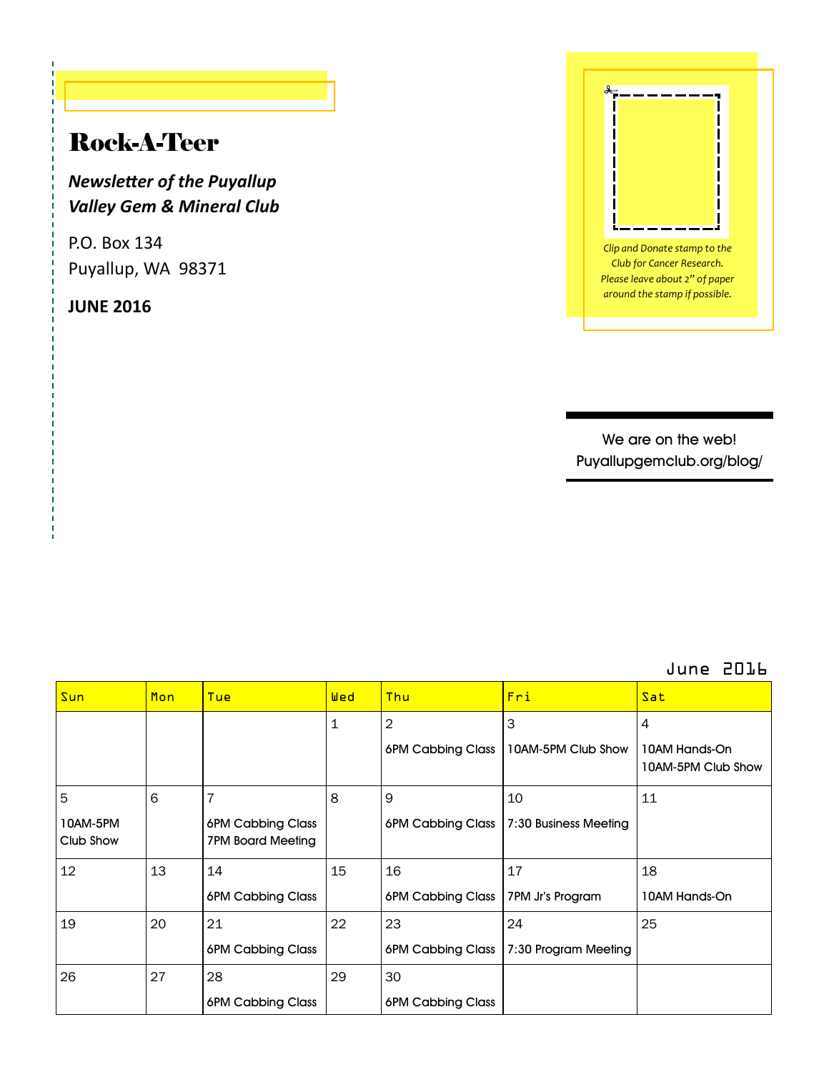# Rock-A-Teer

***Newsletter of the Puyallup Valley Gem & Mineral Club***

P.O. Box 134
Puyallup, WA 98371

**JUNE 2016**

*Clip and Donate stamp to the Club for Cancer Research. Please leave about 2" of paper around the stamp if possible.*

We are on the web!
Puyallupgemclub.org/blog/

June 2016

| Sun | Mon | Tue | Wed | Thu | Fri | Sat |
|---|---|---|---|---|---|---|
| | | | 1 | 2<br>6PM Cabbing Class | 3<br>10AM-5PM Club Show | 4<br>10AM Hands-On<br>10AM-5PM Club Show |
| 5<br>10AM-5PM Club Show | 6 | 7<br>6PM Cabbing Class<br>7PM Board Meeting | 8 | 9<br>6PM Cabbing Class | 10<br>7:30 Business Meeting | 11 |
| 12 | 13 | 14<br>6PM Cabbing Class | 15 | 16<br>6PM Cabbing Class | 17<br>7PM Jr's Program | 18<br>10AM Hands-On |
| 19 | 20 | 21<br>6PM Cabbing Class | 22 | 23<br>6PM Cabbing Class | 24<br>7:30 Program Meeting | 25 |
| 26 | 27 | 28<br>6PM Cabbing Class | 29 | 30<br>6PM Cabbing Class | | |